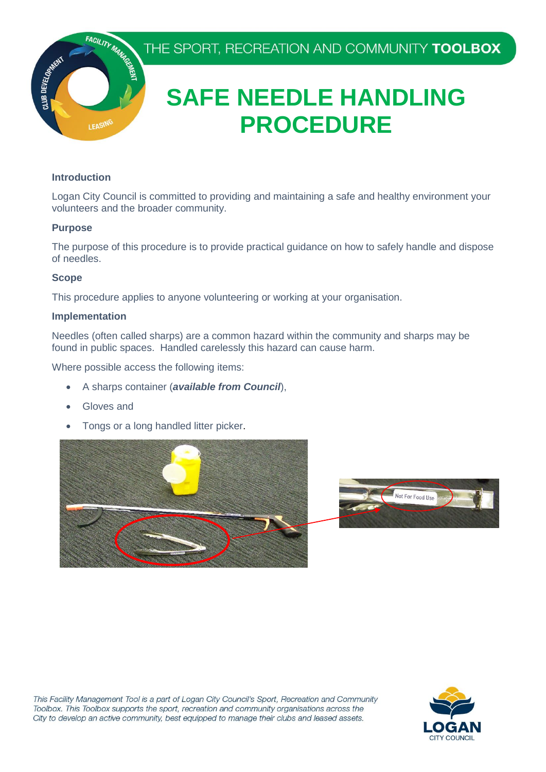THE SPORT, RECREATION AND COMMUNITY **TOOLBOX**

# SAFE NEEDLE HANDLING PROCEDURE

### Introduction

Logan City Council is committed to providing and maintaining a safe and healthy environment your volunteers and the broader community.

### Purpose

The purpose of this procedure is to provide practical guidance on how to safely handle and dispose of needles.

### Scope

This procedure applies to anyone volunteering or working at your organisation.

### Implementation

Needles (often called sharps) are a common hazard within the community and sharps may be found in public spaces. Handled carelessly this hazard can cause harm.

Where possible access the following items:

- A sharps container (***available from Council***),
- Gloves and
- Tongs or a long handled litter picker.

*This Facility Management Tool is a part of Logan City Council's Sport, Recreation and Community Toolbox. This Toolbox supports the sport, recreation and community organisations across the City to develop an active community, best equipped to manage their clubs and leased assets.*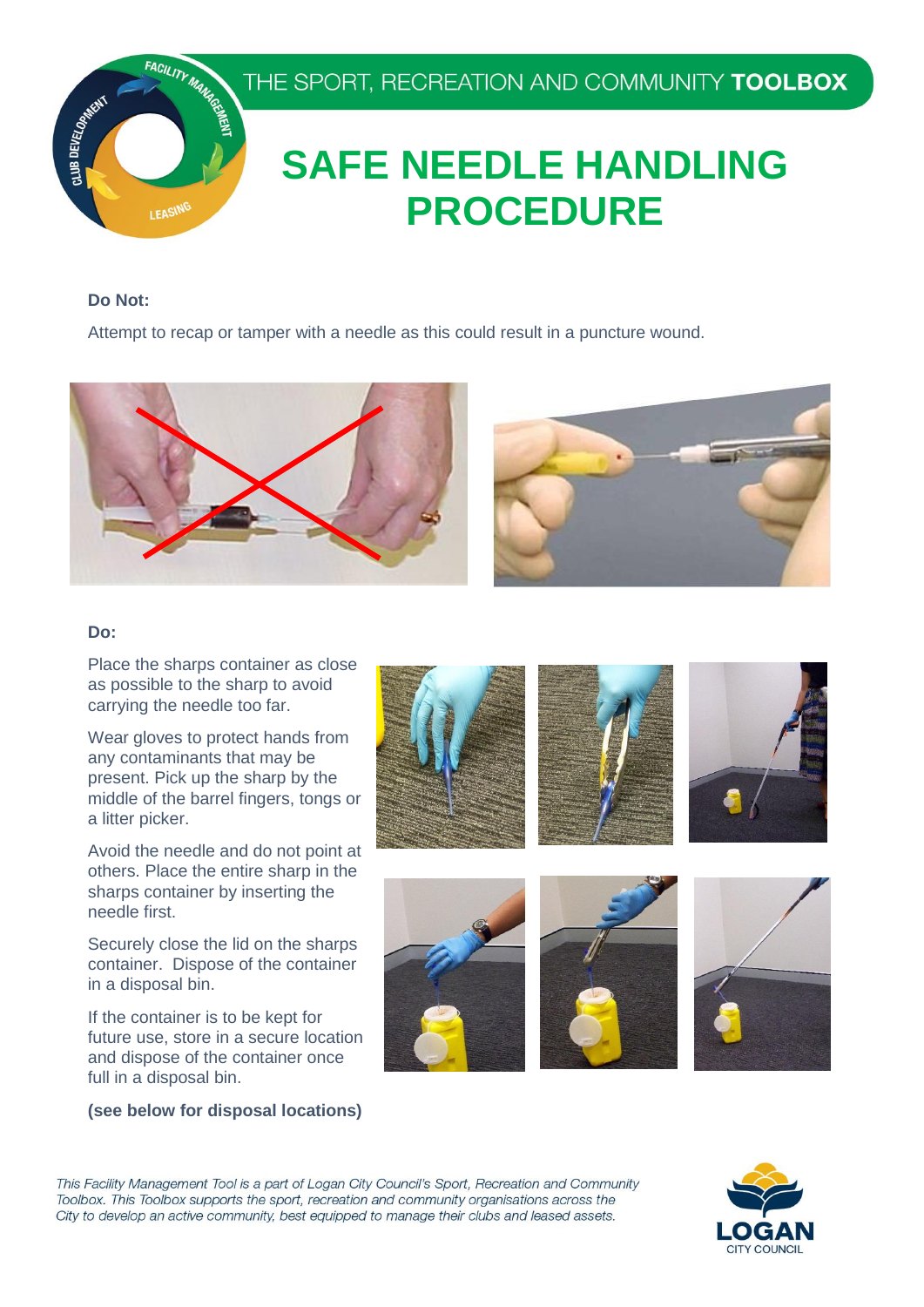# SAFE NEEDLE HANDLING PROCEDURE

**Do Not:**

Attempt to recap or tamper with a needle as this could result in a puncture wound.

**Do:**

Place the sharps container as close as possible to the sharp to avoid carrying the needle too far.

Wear gloves to protect hands from any contaminants that may be present. Pick up the sharp by the middle of the barrel fingers, tongs or a litter picker.

Avoid the needle and do not point at others. Place the entire sharp in the sharps container by inserting the needle first.

Securely close the lid on the sharps container. Dispose of the container in a disposal bin.

If the container is to be kept for future use, store in a secure location and dispose of the container once full in a disposal bin.

**(see below for disposal locations)**

*This Facility Management Tool is a part of Logan City Council's Sport, Recreation and Community Toolbox. This Toolbox supports the sport, recreation and community organisations across the City to develop an active community, best equipped to manage their clubs and leased assets.*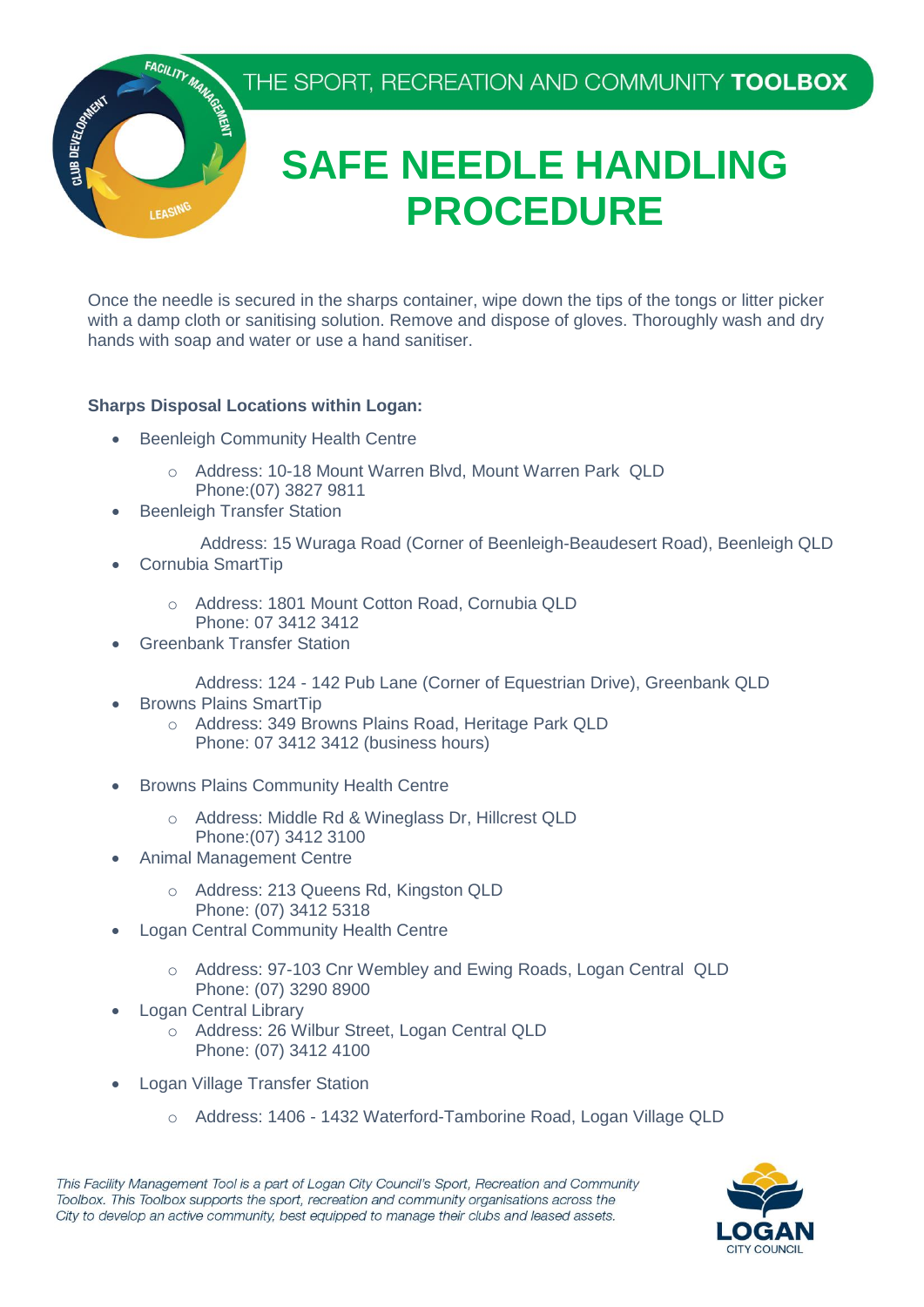# SAFE NEEDLE HANDLING PROCEDURE

Once the needle is secured in the sharps container, wipe down the tips of the tongs or litter picker with a damp cloth or sanitising solution. Remove and dispose of gloves. Thoroughly wash and dry hands with soap and water or use a hand sanitiser.

**Sharps Disposal Locations within Logan:**

- Beenleigh Community Health Centre
  - Address: 10-18 Mount Warren Blvd, Mount Warren Park QLD
    Phone:(07) 3827 9811
- Beenleigh Transfer Station

  Address: 15 Wuraga Road (Corner of Beenleigh-Beaudesert Road), Beenleigh QLD
- Cornubia SmartTip
  - Address: 1801 Mount Cotton Road, Cornubia QLD
    Phone: 07 3412 3412
- Greenbank Transfer Station

  Address: 124 - 142 Pub Lane (Corner of Equestrian Drive), Greenbank QLD
- Browns Plains SmartTip
  - Address: 349 Browns Plains Road, Heritage Park QLD
    Phone: 07 3412 3412 (business hours)
- Browns Plains Community Health Centre
  - Address: Middle Rd & Wineglass Dr, Hillcrest QLD
    Phone:(07) 3412 3100
- Animal Management Centre
  - Address: 213 Queens Rd, Kingston QLD
    Phone: (07) 3412 5318
- Logan Central Community Health Centre
  - Address: 97-103 Cnr Wembley and Ewing Roads, Logan Central QLD
    Phone: (07) 3290 8900
- Logan Central Library
  - Address: 26 Wilbur Street, Logan Central QLD
    Phone: (07) 3412 4100
- Logan Village Transfer Station
  - Address: 1406 - 1432 Waterford-Tamborine Road, Logan Village QLD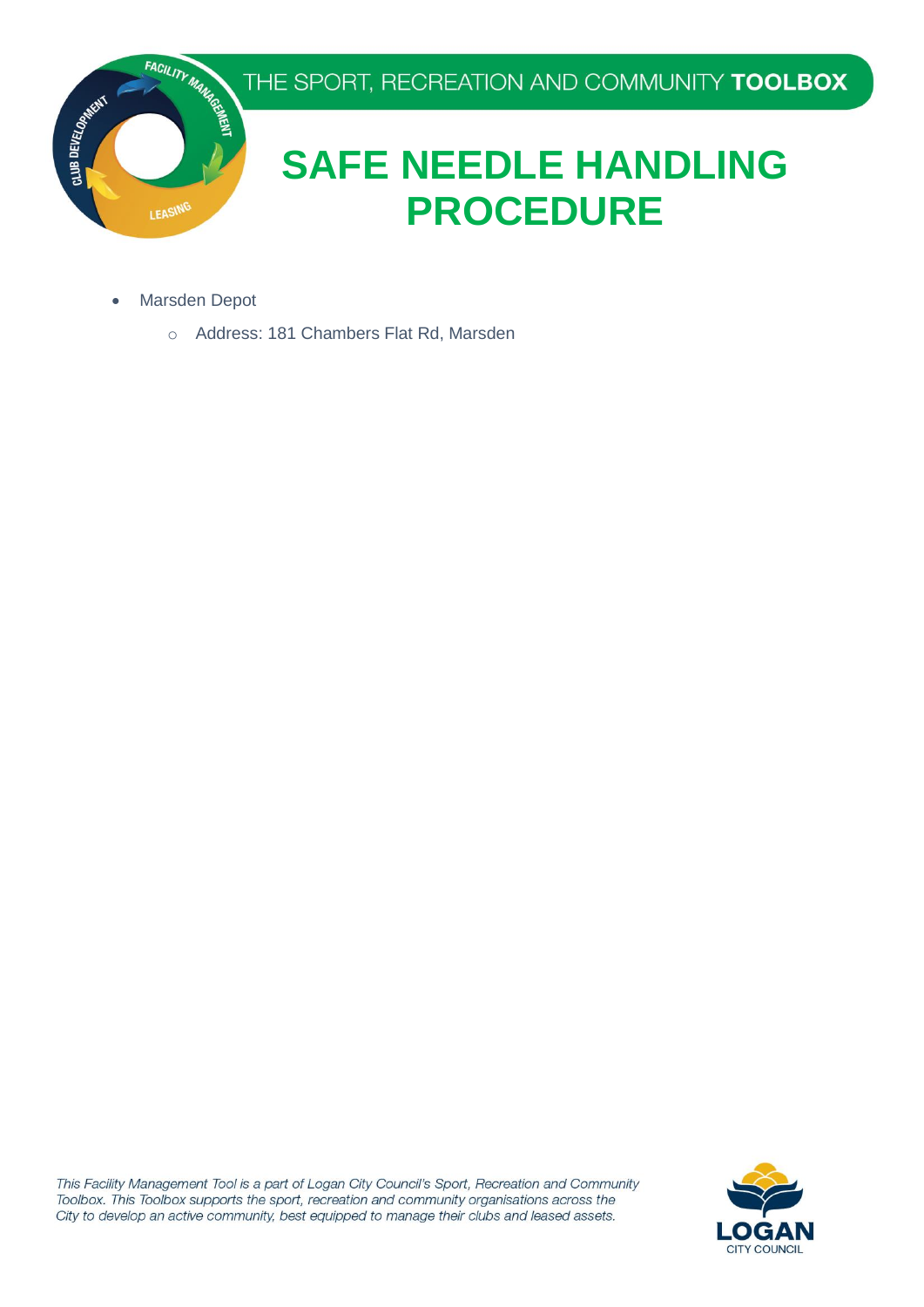- Marsden Depot
  - Address: 181 Chambers Flat Rd, Marsden